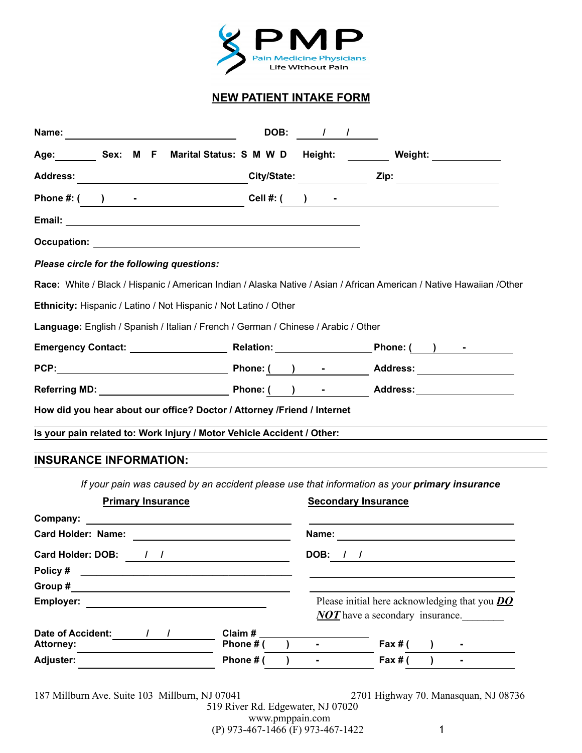PMP
Pain Medicine Physicians
Life Without Pain

# NEW PATIENT INTAKE FORM

**Name:** ______________________ **DOB:** ___/___/___

**Age:** _______ **Sex:** M F **Marital Status:** S M W D **Height:** _______ **Weight:** _________

**Address:** ______________________ **City/State:** __________ **Zip:** ____________

**Phone #:** ( ) - ______________ **Cell #:** ( ) - ______________

**Email:** ____________________________________________

**Occupation:** ____________________________________________

***Please circle for the following questions:***

**Race:** White / Black / Hispanic / American Indian / Alaska Native / Asian / African American / Native Hawaiian /Other

**Ethnicity:** Hispanic / Latino / Not Hispanic / Not Latino / Other

**Language:** English / Spanish / Italian / French / German / Chinese / Arabic / Other

**Emergency Contact:** ______________ **Relation:** ______________ **Phone:** ( ) -

**PCP:** ______________________ **Phone:** ( ) - **Address:** ______________

**Referring MD:** ______________________ **Phone:** ( ) - **Address:** ______________

**How did you hear about our office? Doctor / Attorney /Friend / Internet**

**Is your pain related to: Work Injury / Motor Vehicle Accident / Other:** ______________________

## INSURANCE INFORMATION:

*If your pain was caused by an accident please use that information as your* ***primary insurance***

| Primary Insurance | Secondary Insurance |
|---|---|
| **Company:** ______________________ | ______________________ |
| **Card Holder: Name:** ______________________ | **Name:** ______________________ |
| **Card Holder: DOB:** / / | **DOB:** / / |
| **Policy #** ______________________ | ______________________ |
| **Group #** ______________________ | ______________________ |
| **Employer:** ______________________ | Please initial here acknowledging that you ***DO NOT*** have a secondary insurance.________ |

**Date of Accident:** / / **Claim #** ______________

**Attorney:** ______________ **Phone #** ( ) - **Fax #** ( ) -

**Adjuster:** ______________ **Phone #** ( ) - **Fax #** ( ) -

187 Millburn Ave. Suite 103 Millburn, NJ 07041

2701 Highway 70. Manasquan, NJ 08736

519 River Rd. Edgewater, NJ 07020

www.pmppain.com

(P) 973-467-1466 (F) 973-467-1422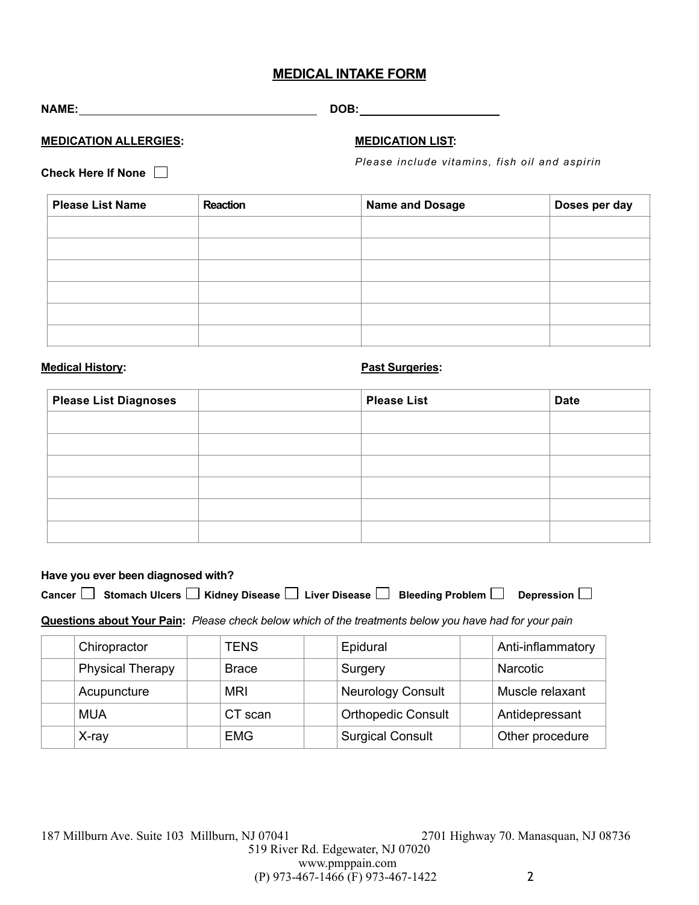# MEDICAL INTAKE FORM

**NAME:** ____________________________ **DOB:** ____________________

**MEDICATION ALLERGIES:**

**Check Here If None** ☐

**MEDICATION LIST:**

*Please include vitamins, fish oil and aspirin*

| Please List Name | Reaction | Name and Dosage | Doses per day |
|---|---|---|---|
| | | | |
| | | | |
| | | | |
| | | | |
| | | | |
| | | | |

**Medical History:**

**Past Surgeries:**

| Please List Diagnoses | | Please List | Date |
|---|---|---|---|
| | | | |
| | | | |
| | | | |
| | | | |
| | | | |
| | | | |

**Have you ever been diagnosed with?**

**Cancer** ☐ **Stomach Ulcers** ☐ **Kidney Disease** ☐ **Liver Disease** ☐ **Bleeding Problem** ☐ **Depression** ☐

**Questions about Your Pain:** *Please check below which of the treatments below you have had for your pain*

| | | | | | | | |
|---|---|---|---|---|---|---|---|
| | Chiropractor | | TENS | | Epidural | | Anti-inflammatory |
| | Physical Therapy | | Brace | | Surgery | | Narcotic |
| | Acupuncture | | MRI | | Neurology Consult | | Muscle relaxant |
| | MUA | | CT scan | | Orthopedic Consult | | Antidepressant |
| | X-ray | | EMG | | Surgical Consult | | Other procedure |

187 Millburn Ave. Suite 103 Millburn, NJ 07041
2701 Highway 70. Manasquan, NJ 08736
519 River Rd. Edgewater, NJ 07020
www.pmppain.com
(P) 973-467-1466 (F) 973-467-1422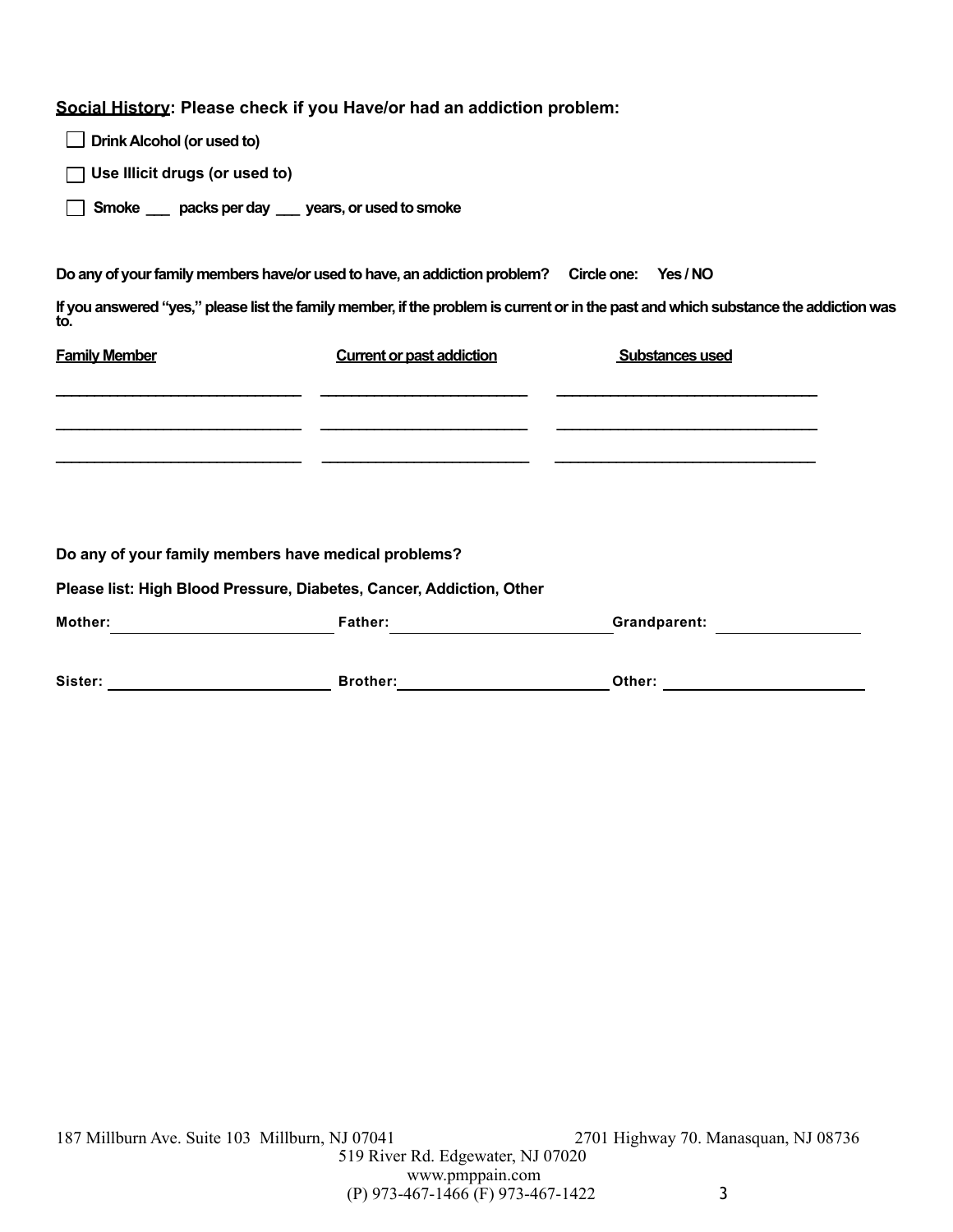**Social History: Please check if you Have/or had an addiction problem:**

- ☐ **Drink Alcohol (or used to)**
- ☐ **Use Illicit drugs (or used to)**
- ☐ **Smoke ___ packs per day ___ years, or used to smoke**

**Do any of your family members have/or used to have, an addiction problem? Circle one: Yes / NO**

**If you answered "yes," please list the family member, if the problem is current or in the past and which substance the addiction was to.**

| Family Member | Current or past addiction | Substances used |
| --- | --- | --- |
| | | |
| | | |
| | | |

**Do any of your family members have medical problems?**

**Please list: High Blood Pressure, Diabetes, Cancer, Addiction, Other**

**Mother:** ____________ **Father:** ____________ **Grandparent:** ____________

**Sister:** ____________ **Brother:** ____________ **Other:** ____________

187 Millburn Ave. Suite 103 Millburn, NJ 07041
2701 Highway 70. Manasquan, NJ 08736
519 River Rd. Edgewater, NJ 07020
www.pmppain.com
(P) 973-467-1466 (F) 973-467-1422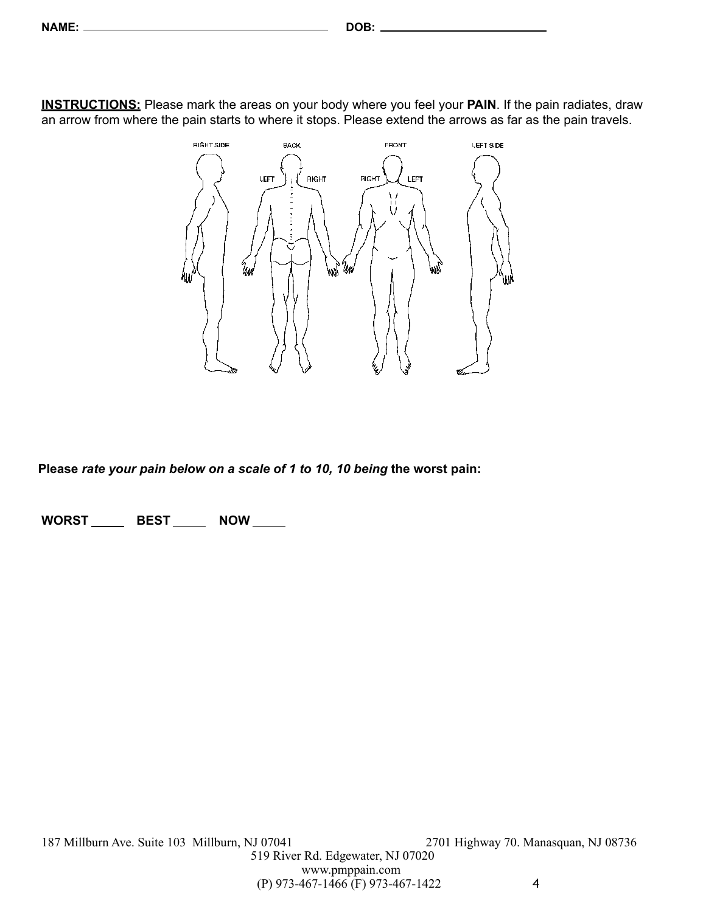**NAME:** ______________________________ **DOB:** ____________________

**INSTRUCTIONS:** Please mark the areas on your body where you feel your **PAIN**. If the pain radiates, draw an arrow from where the pain starts to where it stops. Please extend the arrows as far as the pain travels.

RIGHT SIDE BACK FRONT LEFT SIDE

LEFT RIGHT RIGHT LEFT

**Please *rate your pain below on a scale of 1 to 10, 10 being* the worst pain:**

**WORST** _____ **BEST** _____ **NOW** _____

187 Millburn Ave. Suite 103 Millburn, NJ 07041 2701 Highway 70. Manasquan, NJ 08736
519 River Rd. Edgewater, NJ 07020
www.pmppain.com
(P) 973-467-1466 (F) 973-467-1422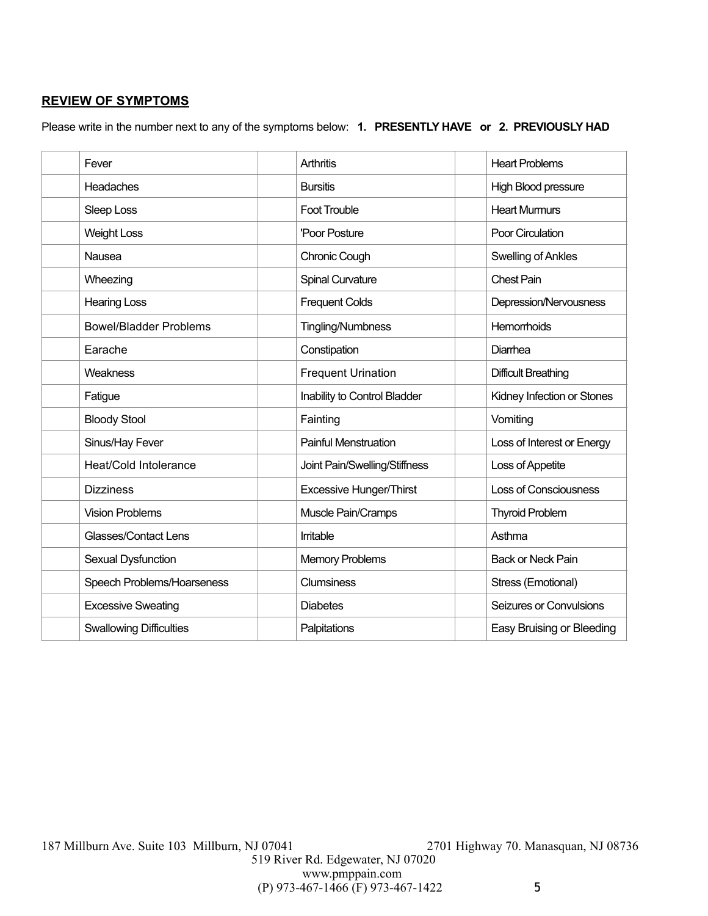**REVIEW OF SYMPTOMS**

Please write in the number next to any of the symptoms below: **1. PRESENTLY HAVE or 2. PREVIOUSLY HAD**

| | | | | | |
|---|---|---|---|---|---|
| | Fever | | Arthritis | | Heart Problems |
| | Headaches | | Bursitis | | High Blood pressure |
| | Sleep Loss | | Foot Trouble | | Heart Murmurs |
| | Weight Loss | | 'Poor Posture | | Poor Circulation |
| | Nausea | | Chronic Cough | | Swelling of Ankles |
| | Wheezing | | Spinal Curvature | | Chest Pain |
| | Hearing Loss | | Frequent Colds | | Depression/Nervousness |
| | Bowel/Bladder Problems | | Tingling/Numbness | | Hemorrhoids |
| | Earache | | Constipation | | Diarrhea |
| | Weakness | | Frequent Urination | | Difficult Breathing |
| | Fatigue | | Inability to Control Bladder | | Kidney Infection or Stones |
| | Bloody Stool | | Fainting | | Vomiting |
| | Sinus/Hay Fever | | Painful Menstruation | | Loss of Interest or Energy |
| | Heat/Cold Intolerance | | Joint Pain/Swelling/Stiffness | | Loss of Appetite |
| | Dizziness | | Excessive Hunger/Thirst | | Loss of Consciousness |
| | Vision Problems | | Muscle Pain/Cramps | | Thyroid Problem |
| | Glasses/Contact Lens | | Irritable | | Asthma |
| | Sexual Dysfunction | | Memory Problems | | Back or Neck Pain |
| | Speech Problems/Hoarseness | | Clumsiness | | Stress (Emotional) |
| | Excessive Sweating | | Diabetes | | Seizures or Convulsions |
| | Swallowing Difficulties | | Palpitations | | Easy Bruising or Bleeding |

187 Millburn Ave. Suite 103 Millburn, NJ 07041 2701 Highway 70. Manasquan, NJ 08736
519 River Rd. Edgewater, NJ 07020
www.pmppain.com
(P) 973-467-1466 (F) 973-467-1422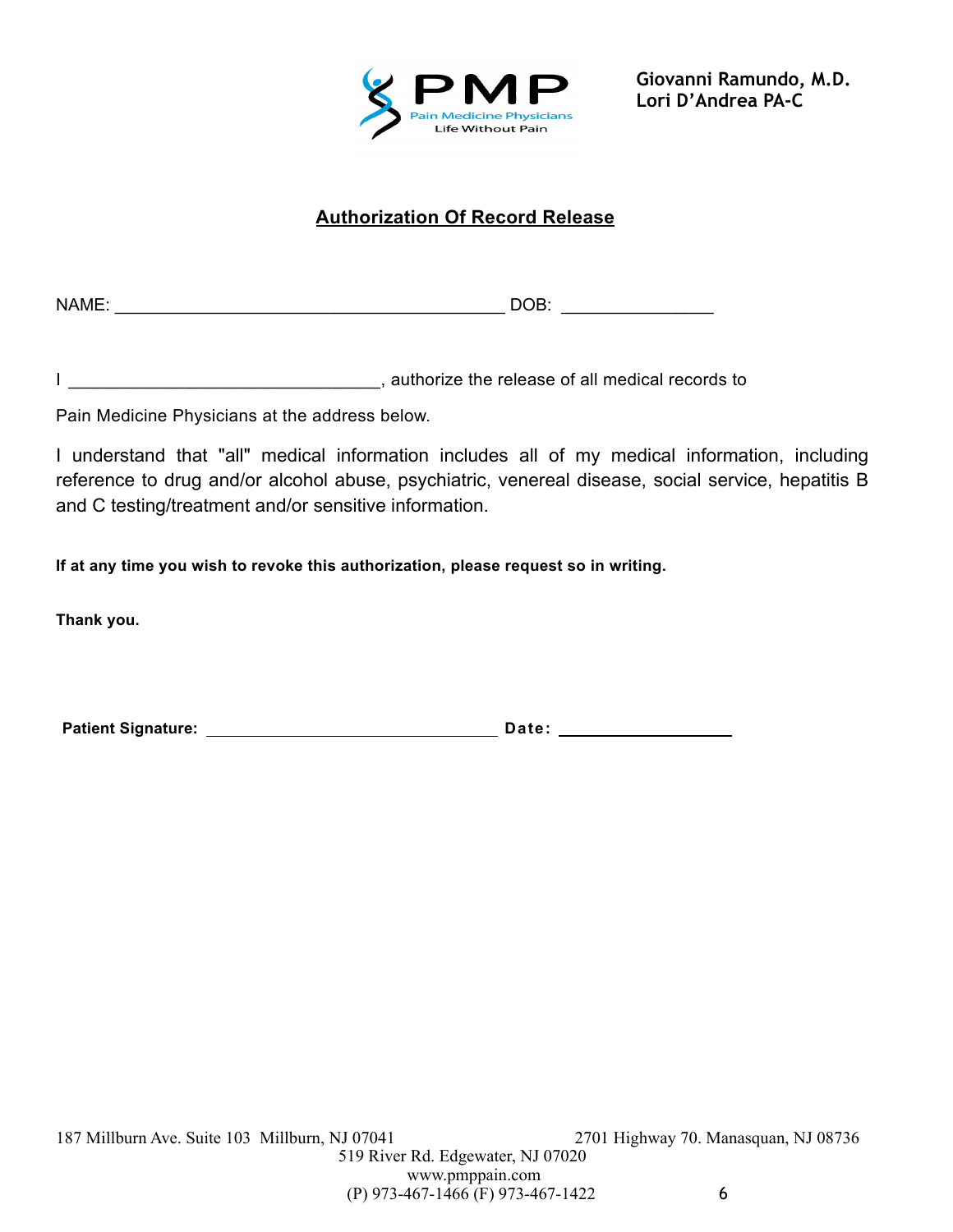PMP
Pain Medicine Physicians
Life Without Pain

**Giovanni Ramundo, M.D.**
**Lori D'Andrea PA-C**

## Authorization Of Record Release

NAME: ________________________________________ DOB: _______________

I ________________________________, authorize the release of all medical records to

Pain Medicine Physicians at the address below.

I understand that "all" medical information includes all of my medical information, including reference to drug and/or alcohol abuse, psychiatric, venereal disease, social service, hepatitis B and C testing/treatment and/or sensitive information.

**If at any time you wish to revoke this authorization, please request so in writing.**

**Thank you.**

**Patient Signature:** ______________________________ **Date:** __________________

187 Millburn Ave. Suite 103 Millburn, NJ 07041
2701 Highway 70. Manasquan, NJ 08736
519 River Rd. Edgewater, NJ 07020
www.pmppain.com
(P) 973-467-1466 (F) 973-467-1422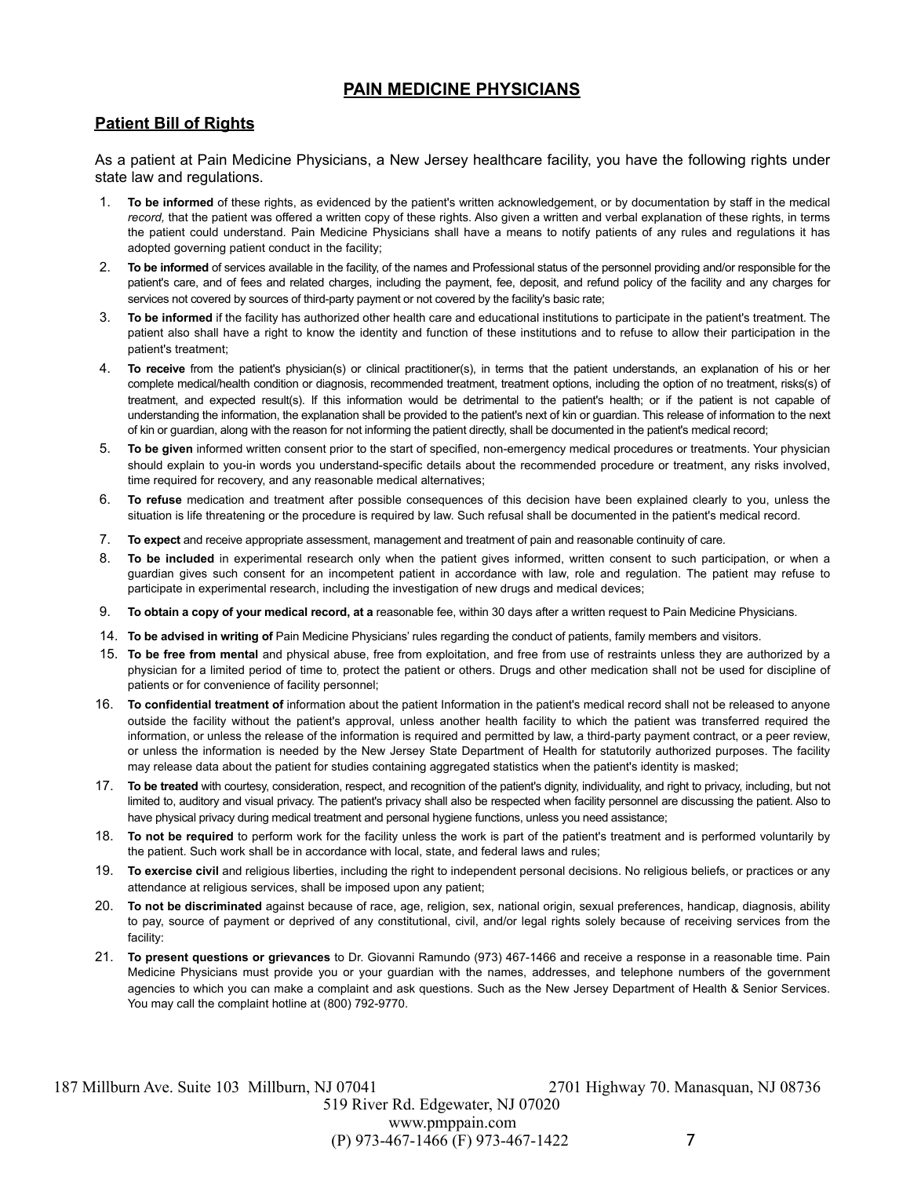## PAIN MEDICINE PHYSICIANS

### Patient Bill of Rights

As a patient at Pain Medicine Physicians, a New Jersey healthcare facility, you have the following rights under state law and regulations.

1. **To be informed** of these rights, as evidenced by the patient's written acknowledgement, or by documentation by staff in the medical *record,* that the patient was offered a written copy of these rights. Also given a written and verbal explanation of these rights, in terms the patient could understand. Pain Medicine Physicians shall have a means to notify patients of any rules and regulations it has adopted governing patient conduct in the facility;
2. **To be informed** of services available in the facility, of the names and Professional status of the personnel providing and/or responsible for the patient's care, and of fees and related charges, including the payment, fee, deposit, and refund policy of the facility and any charges for services not covered by sources of third-party payment or not covered by the facility's basic rate;
3. **To be informed** if the facility has authorized other health care and educational institutions to participate in the patient's treatment. The patient also shall have a right to know the identity and function of these institutions and to refuse to allow their participation in the patient's treatment;
4. **To receive** from the patient's physician(s) or clinical practitioner(s), in terms that the patient understands, an explanation of his or her complete medical/health condition or diagnosis, recommended treatment, treatment options, including the option of no treatment, risks(s) of treatment, and expected result(s). If this information would be detrimental to the patient's health; or if the patient is not capable of understanding the information, the explanation shall be provided to the patient's next of kin or guardian. This release of information to the next of kin or guardian, along with the reason for not informing the patient directly, shall be documented in the patient's medical record;
5. **To be given** informed written consent prior to the start of specified, non-emergency medical procedures or treatments. Your physician should explain to you-in words you understand-specific details about the recommended procedure or treatment, any risks involved, time required for recovery, and any reasonable medical alternatives;
6. **To refuse** medication and treatment after possible consequences of this decision have been explained clearly to you, unless the situation is life threatening or the procedure is required by law. Such refusal shall be documented in the patient's medical record.
7. **To expect** and receive appropriate assessment, management and treatment of pain and reasonable continuity of care.
8. **To be included** in experimental research only when the patient gives informed, written consent to such participation, or when a guardian gives such consent for an incompetent patient in accordance with law, role and regulation. The patient may refuse to participate in experimental research, including the investigation of new drugs and medical devices;
9. **To obtain a copy of your medical record, at a** reasonable fee, within 30 days after a written request to Pain Medicine Physicians.

14. **To be advised in writing of** Pain Medicine Physicians' rules regarding the conduct of patients, family members and visitors.
15. **To be free from mental** and physical abuse, free from exploitation, and free from use of restraints unless they are authorized by a physician for a limited period of time to, protect the patient or others. Drugs and other medication shall not be used for discipline of patients or for convenience of facility personnel;
16. **To confidential treatment of** information about the patient Information in the patient's medical record shall not be released to anyone outside the facility without the patient's approval, unless another health facility to which the patient was transferred required the information, or unless the release of the information is required and permitted by law, a third-party payment contract, or a peer review, or unless the information is needed by the New Jersey State Department of Health for statutorily authorized purposes. The facility may release data about the patient for studies containing aggregated statistics when the patient's identity is masked;
17. **To be treated** with courtesy, consideration, respect, and recognition of the patient's dignity, individuality, and right to privacy, including, but not limited to, auditory and visual privacy. The patient's privacy shall also be respected when facility personnel are discussing the patient. Also to have physical privacy during medical treatment and personal hygiene functions, unless you need assistance;
18. **To not be required** to perform work for the facility unless the work is part of the patient's treatment and is performed voluntarily by the patient. Such work shall be in accordance with local, state, and federal laws and rules;
19. **To exercise civil** and religious liberties, including the right to independent personal decisions. No religious beliefs, or practices or any attendance at religious services, shall be imposed upon any patient;
20. **To not be discriminated** against because of race, age, religion, sex, national origin, sexual preferences, handicap, diagnosis, ability to pay, source of payment or deprived of any constitutional, civil, and/or legal rights solely because of receiving services from the facility:
21. **To present questions or grievances** to Dr. Giovanni Ramundo (973) 467-1466 and receive a response in a reasonable time. Pain Medicine Physicians must provide you or your guardian with the names, addresses, and telephone numbers of the government agencies to which you can make a complaint and ask questions. Such as the New Jersey Department of Health & Senior Services. You may call the complaint hotline at (800) 792-9770.

187 Millburn Ave. Suite 103 Millburn, NJ 07041 2701 Highway 70. Manasquan, NJ 08736
519 River Rd. Edgewater, NJ 07020
www.pmppain.com
(P) 973-467-1466 (F) 973-467-1422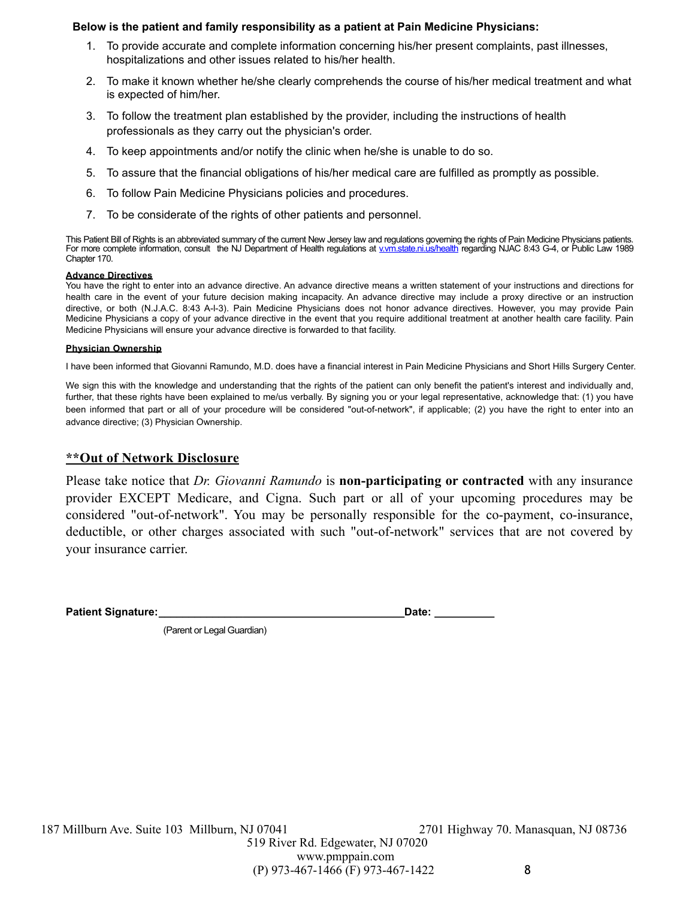**Below is the patient and family responsibility as a patient at Pain Medicine Physicians:**

1. To provide accurate and complete information concerning his/her present complaints, past illnesses, hospitalizations and other issues related to his/her health.
2. To make it known whether he/she clearly comprehends the course of his/her medical treatment and what is expected of him/her.
3. To follow the treatment plan established by the provider, including the instructions of health professionals as they carry out the physician's order.
4. To keep appointments and/or notify the clinic when he/she is unable to do so.
5. To assure that the financial obligations of his/her medical care are fulfilled as promptly as possible.
6. To follow Pain Medicine Physicians policies and procedures.
7. To be considerate of the rights of other patients and personnel.

This Patient Bill of Rights is an abbreviated summary of the current New Jersey law and regulations governing the rights of Pain Medicine Physicians patients. For more complete information, consult the NJ Department of Health regulations at v.vm.state.ni.us/health regarding NJAC 8:43 G-4, or Public Law 1989 Chapter 170.

**Advance Directives**

You have the right to enter into an advance directive. An advance directive means a written statement of your instructions and directions for health care in the event of your future decision making incapacity. An advance directive may include a proxy directive or an instruction directive, or both (N.J.A.C. 8:43 A-l-3). Pain Medicine Physicians does not honor advance directives. However, you may provide Pain Medicine Physicians a copy of your advance directive in the event that you require additional treatment at another health care facility. Pain Medicine Physicians will ensure your advance directive is forwarded to that facility.

**Physician Ownership**

I have been informed that Giovanni Ramundo, M.D. does have a financial interest in Pain Medicine Physicians and Short Hills Surgery Center.

We sign this with the knowledge and understanding that the rights of the patient can only benefit the patient's interest and individually and, further, that these rights have been explained to me/us verbally. By signing you or your legal representative, acknowledge that: (1) you have been informed that part or all of your procedure will be considered "out-of-network", if applicable; (2) you have the right to enter into an advance directive; (3) Physician Ownership.

## **Out of Network Disclosure

Please take notice that *Dr. Giovanni Ramundo* is **non-participating or contracted** with any insurance provider EXCEPT Medicare, and Cigna. Such part or all of your upcoming procedures may be considered "out-of-network". You may be personally responsible for the co-payment, co-insurance, deductible, or other charges associated with such "out-of-network" services that are not covered by your insurance carrier.

**Patient Signature:**\_\_\_\_\_\_\_\_\_\_\_\_\_\_\_\_\_\_\_\_\_\_\_\_\_\_\_\_\_\_\_\_\_\_\_\_\_\_\_\_**Date:** \_\_\_\_\_\_\_\_\_\_

(Parent or Legal Guardian)

187 Millburn Ave. Suite 103 Millburn, NJ 07041 | 2701 Highway 70. Manasquan, NJ 08736 | 519 River Rd. Edgewater, NJ 07020

www.pmppain.com

(P) 973-467-1466 (F) 973-467-1422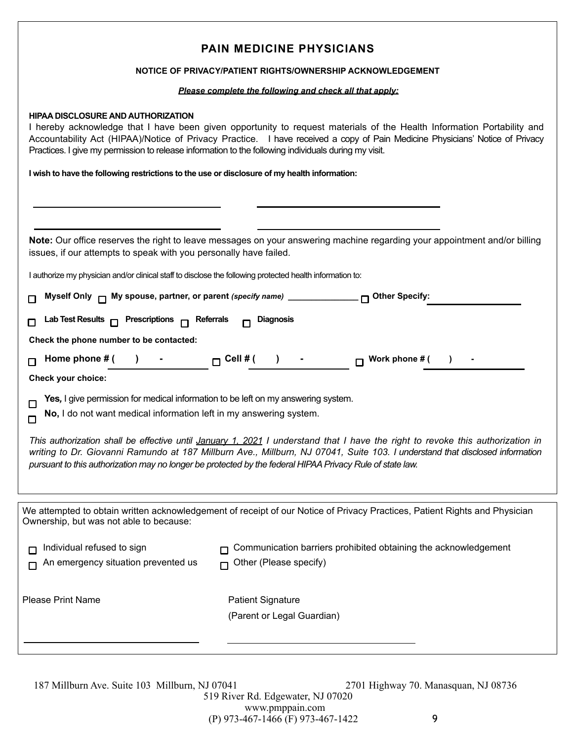# PAIN MEDICINE PHYSICIANS

**NOTICE OF PRIVACY/PATIENT RIGHTS/OWNERSHIP ACKNOWLEDGEMENT**

***Please complete the following and check all that apply:***

**HIPAA DISCLOSURE AND AUTHORIZATION**

I hereby acknowledge that I have been given opportunity to request materials of the Health Information Portability and Accountability Act (HIPAA)/Notice of Privacy Practice. I have received a copy of Pain Medicine Physicians' Notice of Privacy Practices. I give my permission to release information to the following individuals during my visit.

**I wish to have the following restrictions to the use or disclosure of my health information:**

\_\_\_\_\_\_\_\_\_\_\_\_\_\_\_\_\_\_\_\_\_\_\_\_\_\_\_\_\_\_ \_\_\_\_\_\_\_\_\_\_\_\_\_\_\_\_\_\_\_\_\_\_\_\_\_\_\_\_\_\_

\_\_\_\_\_\_\_\_\_\_\_\_\_\_\_\_\_\_\_\_\_\_\_\_\_\_\_\_\_\_ \_\_\_\_\_\_\_\_\_\_\_\_\_\_\_\_\_\_\_\_\_\_\_\_\_\_\_\_\_\_

**Note:** Our office reserves the right to leave messages on your answering machine regarding your appointment and/or billing issues, if our attempts to speak with you personally have failed.

I authorize my physician and/or clinical staff to disclose the following protected health information to:

☐ **Myself Only** ☐ **My spouse, partner, or parent** *(specify name)* \_\_\_\_\_\_\_\_\_\_\_\_\_\_ ☐ **Other Specify:** \_\_\_\_\_\_\_\_\_\_\_\_\_\_

☐ **Lab Test Results** ☐ **Prescriptions** ☐ **Referrals** ☐ **Diagnosis**

**Check the phone number to be contacted:**

☐ **Home phone # (  )  -** \_\_\_\_\_\_ ☐ **Cell # (  )  -** \_\_\_\_\_\_ ☐ **Work phone # (  )  -** \_\_\_\_\_\_

**Check your choice:**

☐ **Yes,** I give permission for medical information to be left on my answering system.

☐ **No,** I do not want medical information left in my answering system.

*This authorization shall be effective until January 1, 2021 I understand that I have the right to revoke this authorization in writing to Dr. Giovanni Ramundo at 187 Millburn Ave., Millburn, NJ 07041, Suite 103. I understand that disclosed information pursuant to this authorization may no longer be protected by the federal HIPAA Privacy Rule of state law.*

---

We attempted to obtain written acknowledgement of receipt of our Notice of Privacy Practices, Patient Rights and Physician Ownership, but was not able to because:

☐ Individual refused to sign ☐ Communication barriers prohibited obtaining the acknowledgement

☐ An emergency situation prevented us ☐ Other (Please specify)

Please Print Name \_\_\_\_\_\_\_\_\_\_\_\_\_\_\_\_\_\_\_\_\_\_\_\_\_\_\_\_\_\_

Patient Signature
(Parent or Legal Guardian) \_\_\_\_\_\_\_\_\_\_\_\_\_\_\_\_\_\_\_\_\_\_\_\_\_\_\_\_\_\_

187 Millburn Ave. Suite 103 Millburn, NJ 07041 2701 Highway 70. Manasquan, NJ 08736
519 River Rd. Edgewater, NJ 07020
www.pmppain.com
(P) 973-467-1466 (F) 973-467-1422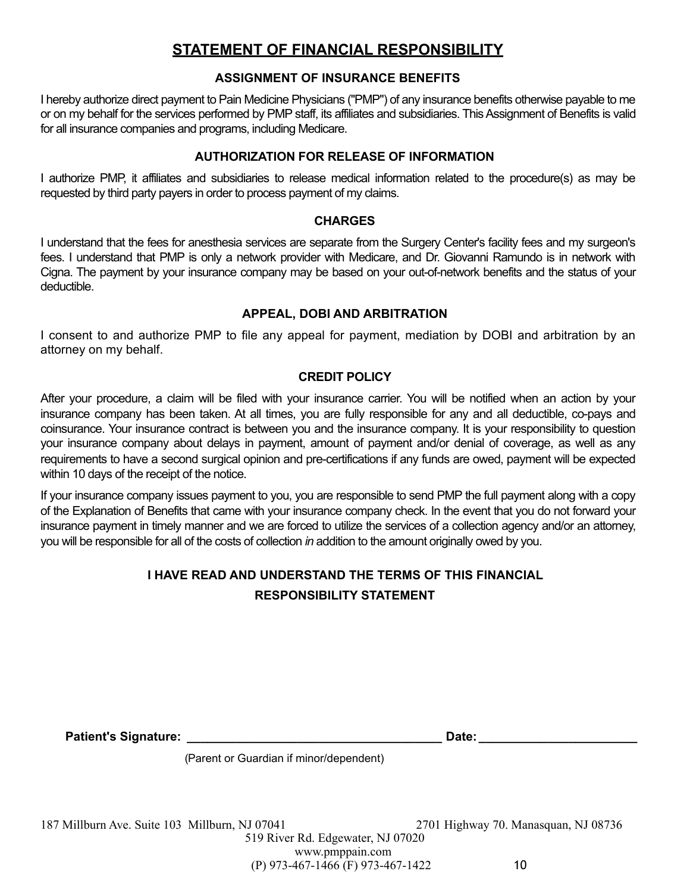# STATEMENT OF FINANCIAL RESPONSIBILITY

### ASSIGNMENT OF INSURANCE BENEFITS

I hereby authorize direct payment to Pain Medicine Physicians ("PMP") of any insurance benefits otherwise payable to me or on my behalf for the services performed by PMP staff, its affiliates and subsidiaries. This Assignment of Benefits is valid for all insurance companies and programs, including Medicare.

### AUTHORIZATION FOR RELEASE OF INFORMATION

I authorize PMP, it affiliates and subsidiaries to release medical information related to the procedure(s) as may be requested by third party payers in order to process payment of my claims.

### CHARGES

I understand that the fees for anesthesia services are separate from the Surgery Center's facility fees and my surgeon's fees. I understand that PMP is only a network provider with Medicare, and Dr. Giovanni Ramundo is in network with Cigna. The payment by your insurance company may be based on your out-of-network benefits and the status of your deductible.

### APPEAL, DOBI AND ARBITRATION

I consent to and authorize PMP to file any appeal for payment, mediation by DOBI and arbitration by an attorney on my behalf.

### CREDIT POLICY

After your procedure, a claim will be filed with your insurance carrier. You will be notified when an action by your insurance company has been taken. At all times, you are fully responsible for any and all deductible, co-pays and coinsurance. Your insurance contract is between you and the insurance company. It is your responsibility to question your insurance company about delays in payment, amount of payment and/or denial of coverage, as well as any requirements to have a second surgical opinion and pre-certifications if any funds are owed, payment will be expected within 10 days of the receipt of the notice.

If your insurance company issues payment to you, you are responsible to send PMP the full payment along with a copy of the Explanation of Benefits that came with your insurance company check. In the event that you do not forward your insurance payment in timely manner and we are forced to utilize the services of a collection agency and/or an attorney, you will be responsible for all of the costs of collection *in* addition to the amount originally owed by you.

**I HAVE READ AND UNDERSTAND THE TERMS OF THIS FINANCIAL RESPONSIBILITY STATEMENT**

**Patient's Signature:** ______________________________ **Date:** ____________________

(Parent or Guardian if minor/dependent)

187 Millburn Ave. Suite 103 Millburn, NJ 07041 2701 Highway 70. Manasquan, NJ 08736
519 River Rd. Edgewater, NJ 07020
www.pmppain.com
(P) 973-467-1466 (F) 973-467-1422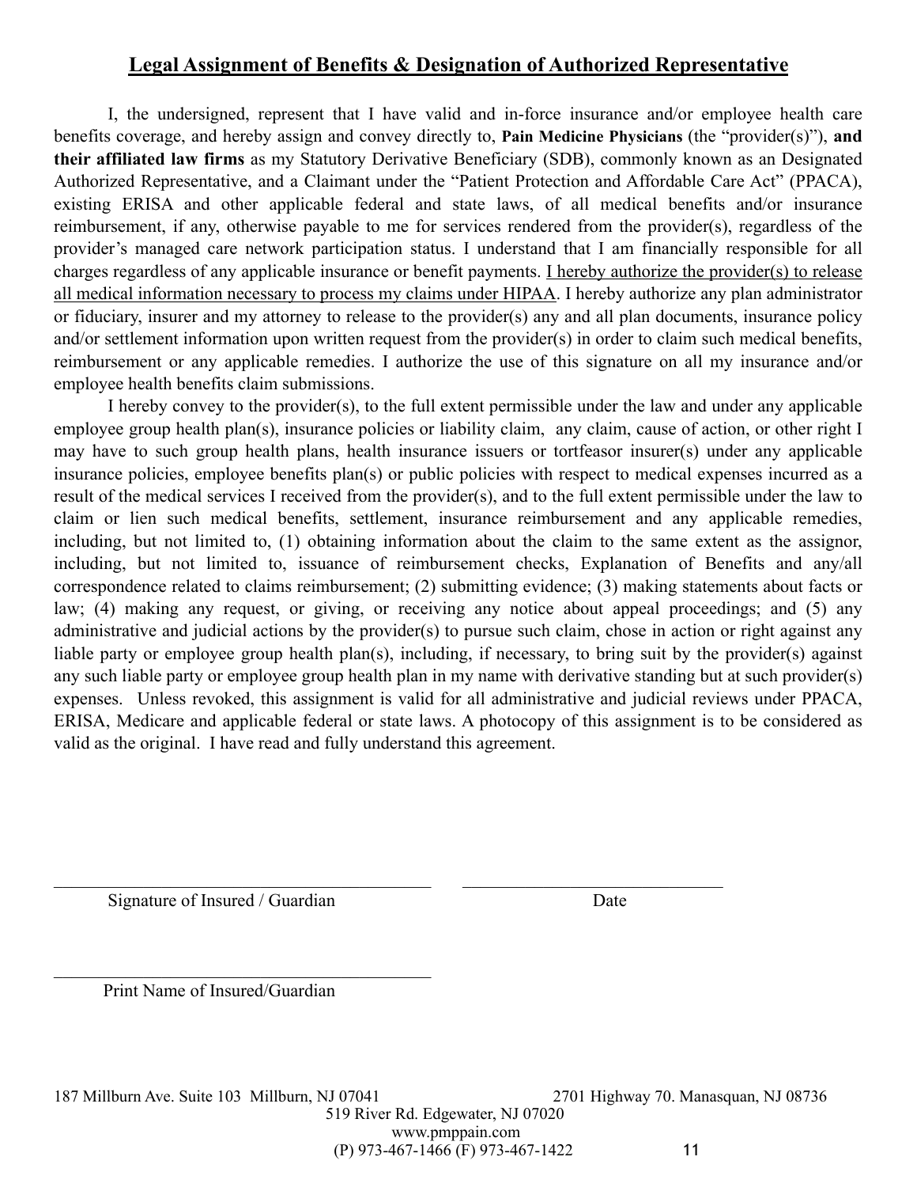## Legal Assignment of Benefits & Designation of Authorized Representative

I, the undersigned, represent that I have valid and in-force insurance and/or employee health care benefits coverage, and hereby assign and convey directly to, **Pain Medicine Physicians** (the "provider(s)"), **and their affiliated law firms** as my Statutory Derivative Beneficiary (SDB), commonly known as an Designated Authorized Representative, and a Claimant under the "Patient Protection and Affordable Care Act" (PPACA), existing ERISA and other applicable federal and state laws, of all medical benefits and/or insurance reimbursement, if any, otherwise payable to me for services rendered from the provider(s), regardless of the provider's managed care network participation status. I understand that I am financially responsible for all charges regardless of any applicable insurance or benefit payments. <u>I hereby authorize the provider(s) to release all medical information necessary to process my claims under HIPAA</u>. I hereby authorize any plan administrator or fiduciary, insurer and my attorney to release to the provider(s) any and all plan documents, insurance policy and/or settlement information upon written request from the provider(s) in order to claim such medical benefits, reimbursement or any applicable remedies. I authorize the use of this signature on all my insurance and/or employee health benefits claim submissions.

I hereby convey to the provider(s), to the full extent permissible under the law and under any applicable employee group health plan(s), insurance policies or liability claim, any claim, cause of action, or other right I may have to such group health plans, health insurance issuers or tortfeasor insurer(s) under any applicable insurance policies, employee benefits plan(s) or public policies with respect to medical expenses incurred as a result of the medical services I received from the provider(s), and to the full extent permissible under the law to claim or lien such medical benefits, settlement, insurance reimbursement and any applicable remedies, including, but not limited to, (1) obtaining information about the claim to the same extent as the assignor, including, but not limited to, issuance of reimbursement checks, Explanation of Benefits and any/all correspondence related to claims reimbursement; (2) submitting evidence; (3) making statements about facts or law; (4) making any request, or giving, or receiving any notice about appeal proceedings; and (5) any administrative and judicial actions by the provider(s) to pursue such claim, chose in action or right against any liable party or employee group health plan(s), including, if necessary, to bring suit by the provider(s) against any such liable party or employee group health plan in my name with derivative standing but at such provider(s) expenses. Unless revoked, this assignment is valid for all administrative and judicial reviews under PPACA, ERISA, Medicare and applicable federal or state laws. A photocopy of this assignment is to be considered as valid as the original. I have read and fully understand this agreement.

_________________________________________ &nbsp;&nbsp;&nbsp;&nbsp; ____________________________

Signature of Insured / Guardian &nbsp;&nbsp;&nbsp;&nbsp;&nbsp;&nbsp;&nbsp;&nbsp;&nbsp;&nbsp;&nbsp;&nbsp;&nbsp;&nbsp;&nbsp;&nbsp;&nbsp;&nbsp;&nbsp;&nbsp; Date

_________________________________________

Print Name of Insured/Guardian

187 Millburn Ave. Suite 103 Millburn, NJ 07041 &nbsp;&nbsp;&nbsp;&nbsp; 2701 Highway 70. Manasquan, NJ 08736

519 River Rd. Edgewater, NJ 07020

www.pmppain.com

(P) 973-467-1466 (F) 973-467-1422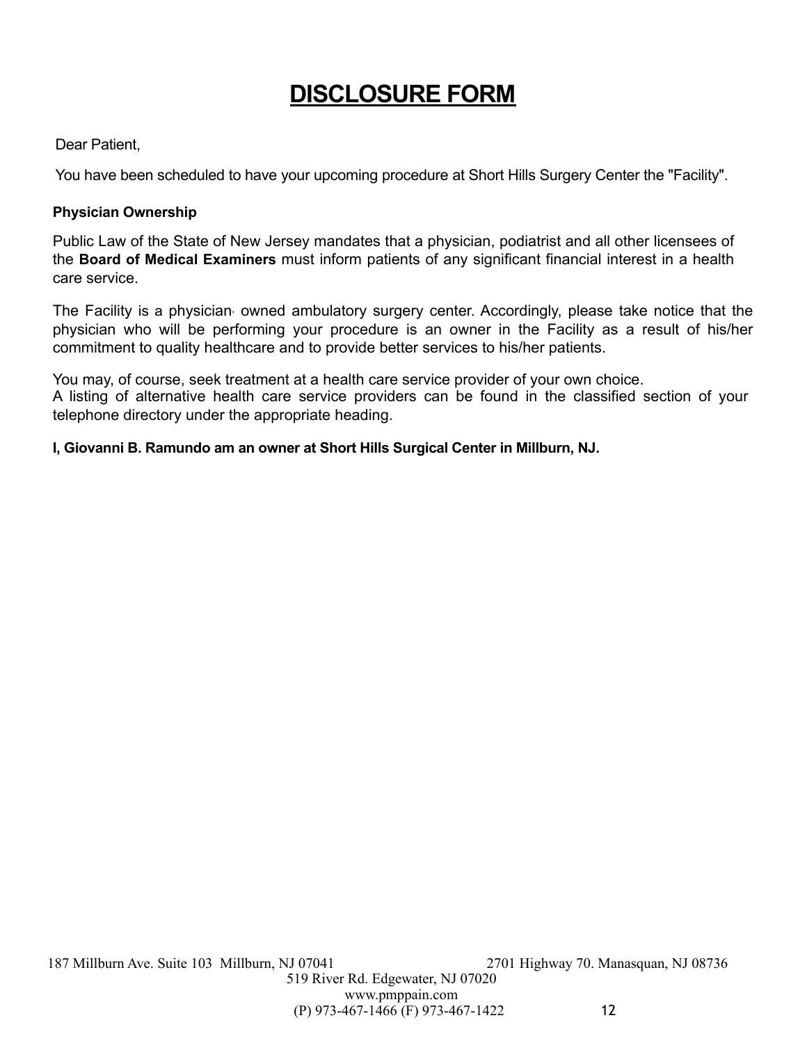# DISCLOSURE FORM

Dear Patient,

You have been scheduled to have your upcoming procedure at Short Hills Surgery Center the "Facility".

**Physician Ownership**

Public Law of the State of New Jersey mandates that a physician, podiatrist and all other licensees of the **Board of Medical Examiners** must inform patients of any significant financial interest in a health care service.

The Facility is a physician owned ambulatory surgery center. Accordingly, please take notice that the physician who will be performing your procedure is an owner in the Facility as a result of his/her commitment to quality healthcare and to provide better services to his/her patients.

You may, of course, seek treatment at a health care service provider of your own choice.
A listing of alternative health care service providers can be found in the classified section of your telephone directory under the appropriate heading.

**I, Giovanni B. Ramundo am an owner at Short Hills Surgical Center in Millburn, NJ.**

187 Millburn Ave. Suite 103 Millburn, NJ 07041 2701 Highway 70. Manasquan, NJ 08736
519 River Rd. Edgewater, NJ 07020
www.pmppain.com
(P) 973-467-1466 (F) 973-467-1422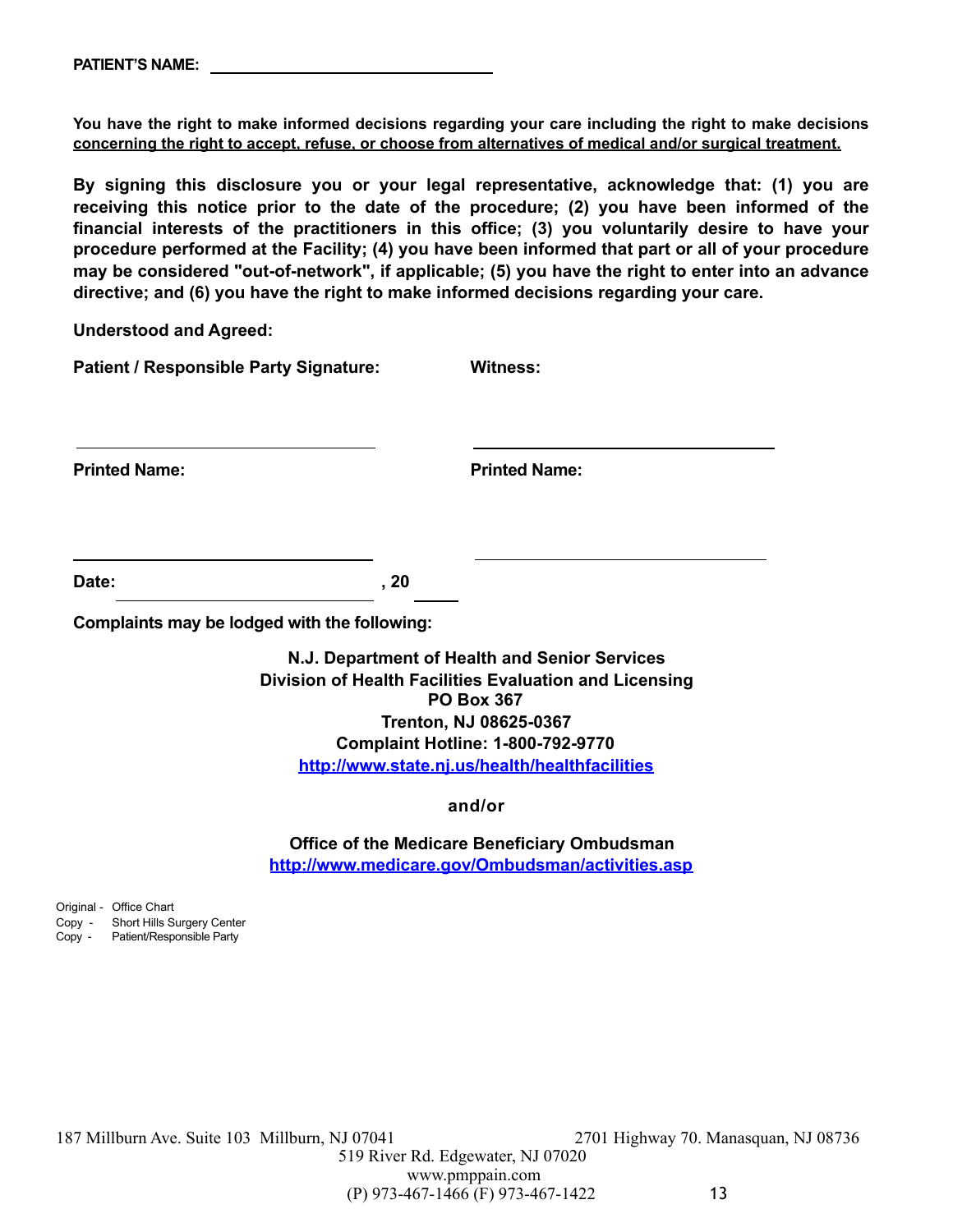**PATIENT'S NAME:** ______________________________

**You have the right to make informed decisions regarding your care including the right to make decisions concerning the right to accept, refuse, or choose from alternatives of medical and/or surgical treatment.**

**By signing this disclosure you or your legal representative, acknowledge that: (1) you are receiving this notice prior to the date of the procedure; (2) you have been informed of the financial interests of the practitioners in this office; (3) you voluntarily desire to have your procedure performed at the Facility; (4) you have been informed that part or all of your procedure may be considered "out-of-network", if applicable; (5) you have the right to enter into an advance directive; and (6) you have the right to make informed decisions regarding your care.**

**Understood and Agreed:**

**Patient / Responsible Party Signature:** ______________________________

**Witness:** ______________________________

**Printed Name:** ______________________________

**Printed Name:** ______________________________

**Date:** ______________________________ **, 20** ____

**Complaints may be lodged with the following:**

**N.J. Department of Health and Senior Services**
**Division of Health Facilities Evaluation and Licensing**
**PO Box 367**
**Trenton, NJ 08625-0367**
**Complaint Hotline: 1-800-792-9770**
**http://www.state.nj.us/health/healthfacilities**

**and/or**

**Office of the Medicare Beneficiary Ombudsman**
**http://www.medicare.gov/Ombudsman/activities.asp**

Original - Office Chart
Copy - Short Hills Surgery Center
Copy - Patient/Responsible Party

187 Millburn Ave. Suite 103 Millburn, NJ 07041 2701 Highway 70. Manasquan, NJ 08736
519 River Rd. Edgewater, NJ 07020
www.pmppain.com
(P) 973-467-1466 (F) 973-467-1422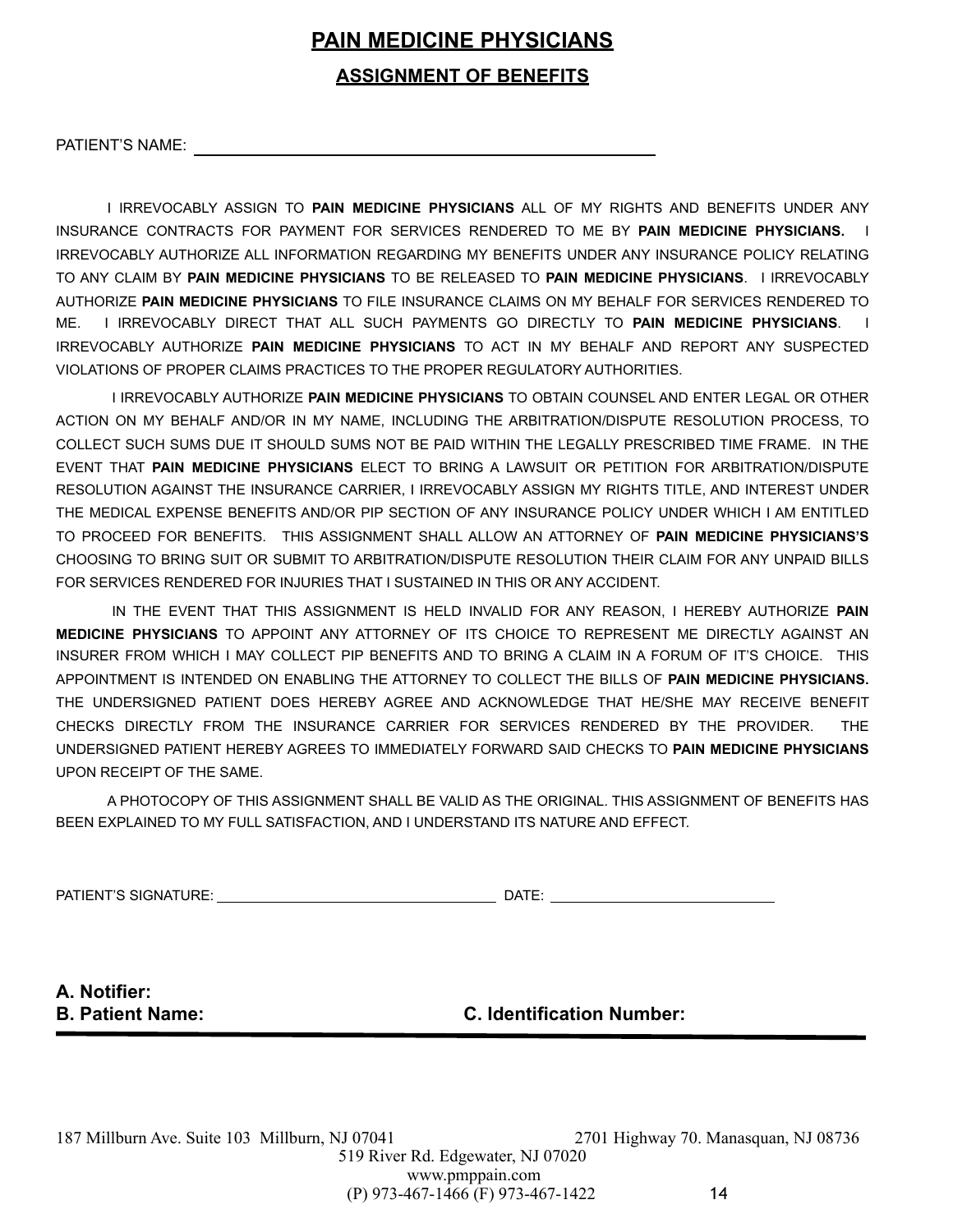# PAIN MEDICINE PHYSICIANS

## ASSIGNMENT OF BENEFITS

PATIENT'S NAME: ______________________________________________

I IRREVOCABLY ASSIGN TO **PAIN MEDICINE PHYSICIANS** ALL OF MY RIGHTS AND BENEFITS UNDER ANY INSURANCE CONTRACTS FOR PAYMENT FOR SERVICES RENDERED TO ME BY **PAIN MEDICINE PHYSICIANS.** I IRREVOCABLY AUTHORIZE ALL INFORMATION REGARDING MY BENEFITS UNDER ANY INSURANCE POLICY RELATING TO ANY CLAIM BY **PAIN MEDICINE PHYSICIANS** TO BE RELEASED TO **PAIN MEDICINE PHYSICIANS**. I IRREVOCABLY AUTHORIZE **PAIN MEDICINE PHYSICIANS** TO FILE INSURANCE CLAIMS ON MY BEHALF FOR SERVICES RENDERED TO ME. I IRREVOCABLY DIRECT THAT ALL SUCH PAYMENTS GO DIRECTLY TO **PAIN MEDICINE PHYSICIANS**. I IRREVOCABLY AUTHORIZE **PAIN MEDICINE PHYSICIANS** TO ACT IN MY BEHALF AND REPORT ANY SUSPECTED VIOLATIONS OF PROPER CLAIMS PRACTICES TO THE PROPER REGULATORY AUTHORITIES.

I IRREVOCABLY AUTHORIZE **PAIN MEDICINE PHYSICIANS** TO OBTAIN COUNSEL AND ENTER LEGAL OR OTHER ACTION ON MY BEHALF AND/OR IN MY NAME, INCLUDING THE ARBITRATION/DISPUTE RESOLUTION PROCESS, TO COLLECT SUCH SUMS DUE IT SHOULD SUMS NOT BE PAID WITHIN THE LEGALLY PRESCRIBED TIME FRAME. IN THE EVENT THAT **PAIN MEDICINE PHYSICIANS** ELECT TO BRING A LAWSUIT OR PETITION FOR ARBITRATION/DISPUTE RESOLUTION AGAINST THE INSURANCE CARRIER, I IRREVOCABLY ASSIGN MY RIGHTS TITLE, AND INTEREST UNDER THE MEDICAL EXPENSE BENEFITS AND/OR PIP SECTION OF ANY INSURANCE POLICY UNDER WHICH I AM ENTITLED TO PROCEED FOR BENEFITS. THIS ASSIGNMENT SHALL ALLOW AN ATTORNEY OF **PAIN MEDICINE PHYSICIANS'S** CHOOSING TO BRING SUIT OR SUBMIT TO ARBITRATION/DISPUTE RESOLUTION THEIR CLAIM FOR ANY UNPAID BILLS FOR SERVICES RENDERED FOR INJURIES THAT I SUSTAINED IN THIS OR ANY ACCIDENT.

IN THE EVENT THAT THIS ASSIGNMENT IS HELD INVALID FOR ANY REASON, I HEREBY AUTHORIZE **PAIN MEDICINE PHYSICIANS** TO APPOINT ANY ATTORNEY OF ITS CHOICE TO REPRESENT ME DIRECTLY AGAINST AN INSURER FROM WHICH I MAY COLLECT PIP BENEFITS AND TO BRING A CLAIM IN A FORUM OF IT'S CHOICE. THIS APPOINTMENT IS INTENDED ON ENABLING THE ATTORNEY TO COLLECT THE BILLS OF **PAIN MEDICINE PHYSICIANS.** THE UNDERSIGNED PATIENT DOES HEREBY AGREE AND ACKNOWLEDGE THAT HE/SHE MAY RECEIVE BENEFIT CHECKS DIRECTLY FROM THE INSURANCE CARRIER FOR SERVICES RENDERED BY THE PROVIDER. THE UNDERSIGNED PATIENT HEREBY AGREES TO IMMEDIATELY FORWARD SAID CHECKS TO **PAIN MEDICINE PHYSICIANS** UPON RECEIPT OF THE SAME.

A PHOTOCOPY OF THIS ASSIGNMENT SHALL BE VALID AS THE ORIGINAL. THIS ASSIGNMENT OF BENEFITS HAS BEEN EXPLAINED TO MY FULL SATISFACTION, AND I UNDERSTAND ITS NATURE AND EFFECT.

PATIENT'S SIGNATURE: ______________________________ DATE: ________________________

**A. Notifier:**

**B. Patient Name:** **C. Identification Number:**

---

187 Millburn Ave. Suite 103 Millburn, NJ 07041 2701 Highway 70. Manasquan, NJ 08736
519 River Rd. Edgewater, NJ 07020
www.pmppain.com
(P) 973-467-1466 (F) 973-467-1422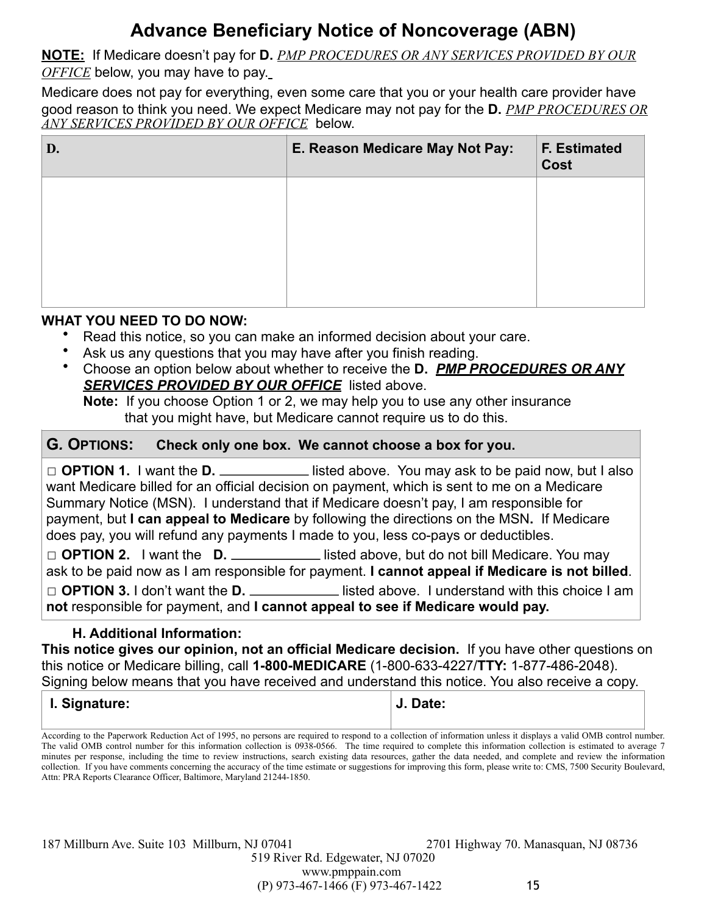# Advance Beneficiary Notice of Noncoverage (ABN)

**NOTE:** If Medicare doesn't pay for **D.** *PMP PROCEDURES OR ANY SERVICES PROVIDED BY OUR OFFICE* below, you may have to pay.

Medicare does not pay for everything, even some care that you or your health care provider have good reason to think you need. We expect Medicare may not pay for the **D.** *PMP PROCEDURES OR ANY SERVICES PROVIDED BY OUR OFFICE* below.

| D. | E. Reason Medicare May Not Pay: | F. Estimated Cost |
|---|---|---|
| | | |

**WHAT YOU NEED TO DO NOW:**

- Read this notice, so you can make an informed decision about your care.
- Ask us any questions that you may have after you finish reading.
- Choose an option below about whether to receive the **D.** ***PMP PROCEDURES OR ANY SERVICES PROVIDED BY OUR OFFICE*** listed above.
  **Note:** If you choose Option 1 or 2, we may help you to use any other insurance that you might have, but Medicare cannot require us to do this.

| G. OPTIONS: Check only one box. We cannot choose a box for you. |
|---|
| □ **OPTION 1.** I want the **D.** ____________ listed above. You may ask to be paid now, but I also want Medicare billed for an official decision on payment, which is sent to me on a Medicare Summary Notice (MSN). I understand that if Medicare doesn't pay, I am responsible for payment, but **I can appeal to Medicare** by following the directions on the MSN**.** If Medicare does pay, you will refund any payments I made to you, less co-pays or deductibles. |
| □ **OPTION 2.** I want the **D.** ____________ listed above, but do not bill Medicare. You may ask to be paid now as I am responsible for payment. **I cannot appeal if Medicare is not billed**. |
| □ **OPTION 3.** I don't want the **D.** ____________ listed above. I understand with this choice I am **not** responsible for payment, and **I cannot appeal to see if Medicare would pay.** |

**H. Additional Information:**

**This notice gives our opinion, not an official Medicare decision.** If you have other questions on this notice or Medicare billing, call **1-800-MEDICARE** (1-800-633-4227/**TTY:** 1-877-486-2048). Signing below means that you have received and understand this notice. You also receive a copy.

| I. Signature: | J. Date: |
|---|---|
| | |

According to the Paperwork Reduction Act of 1995, no persons are required to respond to a collection of information unless it displays a valid OMB control number. The valid OMB control number for this information collection is 0938-0566. The time required to complete this information collection is estimated to average 7 minutes per response, including the time to review instructions, search existing data resources, gather the data needed, and complete and review the information collection. If you have comments concerning the accuracy of the time estimate or suggestions for improving this form, please write to: CMS, 7500 Security Boulevard, Attn: PRA Reports Clearance Officer, Baltimore, Maryland 21244-1850.

187 Millburn Ave. Suite 103 Millburn, NJ 07041 2701 Highway 70. Manasquan, NJ 08736
519 River Rd. Edgewater, NJ 07020
www.pmppain.com
(P) 973-467-1466 (F) 973-467-1422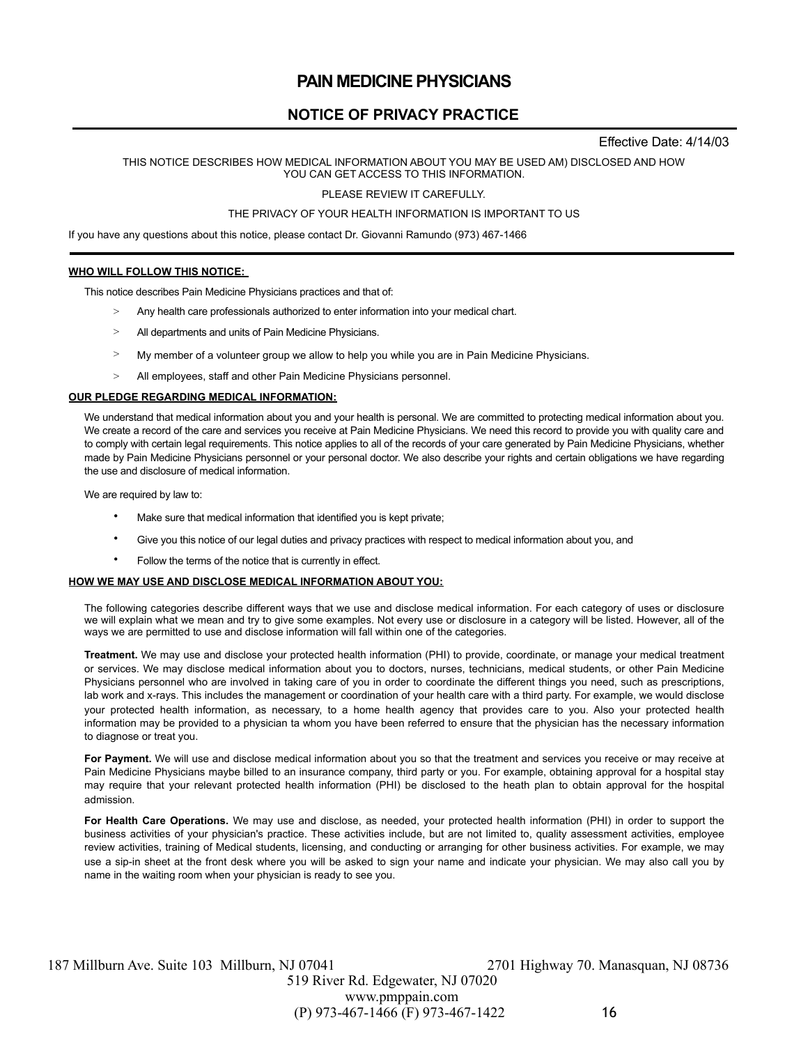# PAIN MEDICINE PHYSICIANS

## NOTICE OF PRIVACY PRACTICE

Effective Date: 4/14/03

THIS NOTICE DESCRIBES HOW MEDICAL INFORMATION ABOUT YOU MAY BE USED AM) DISCLOSED AND HOW YOU CAN GET ACCESS TO THIS INFORMATION.

PLEASE REVIEW IT CAREFULLY.

THE PRIVACY OF YOUR HEALTH INFORMATION IS IMPORTANT TO US

If you have any questions about this notice, please contact Dr. Giovanni Ramundo (973) 467-1466

---

**WHO WILL FOLLOW THIS NOTICE:**

This notice describes Pain Medicine Physicians practices and that of:

> Any health care professionals authorized to enter information into your medical chart.

> All departments and units of Pain Medicine Physicians.

> My member of a volunteer group we allow to help you while you are in Pain Medicine Physicians.

> All employees, staff and other Pain Medicine Physicians personnel.

**OUR PLEDGE REGARDING MEDICAL INFORMATION:**

We understand that medical information about you and your health is personal. We are committed to protecting medical information about you. We create a record of the care and services you receive at Pain Medicine Physicians. We need this record to provide you with quality care and to comply with certain legal requirements. This notice applies to all of the records of your care generated by Pain Medicine Physicians, whether made by Pain Medicine Physicians personnel or your personal doctor. We also describe your rights and certain obligations we have regarding the use and disclosure of medical information.

We are required by law to:

- Make sure that medical information that identified you is kept private;
- Give you this notice of our legal duties and privacy practices with respect to medical information about you, and
- Follow the terms of the notice that is currently in effect.

**HOW WE MAY USE AND DISCLOSE MEDICAL INFORMATION ABOUT YOU:**

The following categories describe different ways that we use and disclose medical information. For each category of uses or disclosure we will explain what we mean and try to give some examples. Not every use or disclosure in a category will be listed. However, all of the ways we are permitted to use and disclose information will fall within one of the categories.

**Treatment.** We may use and disclose your protected health information (PHI) to provide, coordinate, or manage your medical treatment or services. We may disclose medical information about you to doctors, nurses, technicians, medical students, or other Pain Medicine Physicians personnel who are involved in taking care of you in order to coordinate the different things you need, such as prescriptions, lab work and x-rays. This includes the management or coordination of your health care with a third party. For example, we would disclose your protected health information, as necessary, to a home health agency that provides care to you. Also your protected health information may be provided to a physician ta whom you have been referred to ensure that the physician has the necessary information to diagnose or treat you.

**For Payment.** We will use and disclose medical information about you so that the treatment and services you receive or may receive at Pain Medicine Physicians maybe billed to an insurance company, third party or you. For example, obtaining approval for a hospital stay may require that your relevant protected health information (PHI) be disclosed to the heath plan to obtain approval for the hospital admission.

**For Health Care Operations.** We may use and disclose, as needed, your protected health information (PHI) in order to support the business activities of your physician's practice. These activities include, but are not limited to, quality assessment activities, employee review activities, training of Medical students, licensing, and conducting or arranging for other business activities. For example, we may use a sip-in sheet at the front desk where you will be asked to sign your name and indicate your physician. We may also call you by name in the waiting room when your physician is ready to see you.

187 Millburn Ave. Suite 103 Millburn, NJ 07041 2701 Highway 70. Manasquan, NJ 08736
519 River Rd. Edgewater, NJ 07020
www.pmppain.com
(P) 973-467-1466 (F) 973-467-1422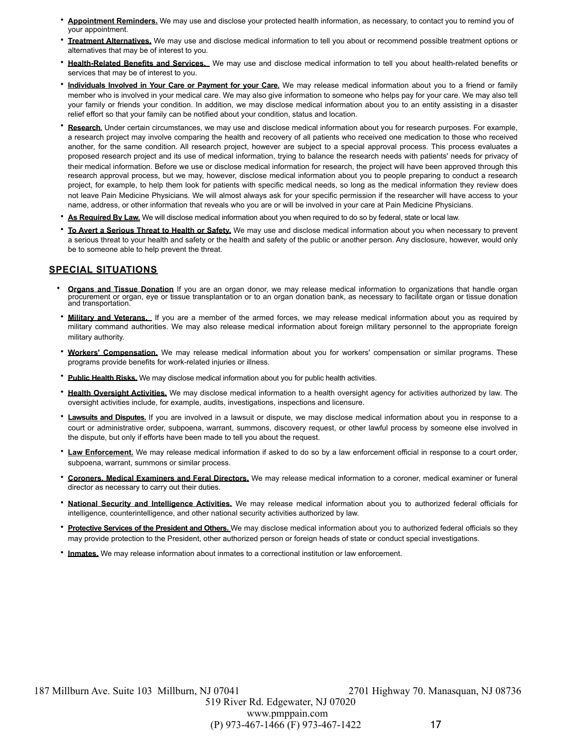- **Appointment Reminders.** We may use and disclose your protected health information, as necessary, to contact you to remind you of your appointment.
- **Treatment Alternatives.** We may use and disclose medical information to tell you about or recommend possible treatment options or alternatives that may be of interest to you.
- **Health-Related Benefits and Services.** We may use and disclose medical information to tell you about health-related benefits or services that may be of interest to you.
- **Individuals Involved in Your Care or Payment for your Care.** We may release medical information about you to a friend or family member who is involved in your medical care. We may also give information to someone who helps pay for your care. We may also tell your family or friends your condition. In addition, we may disclose medical information about you to an entity assisting in a disaster relief effort so that your family can be notified about your condition, status and location.
- **Research**. Under certain circumstances, we may use and disclose medical information about you for research purposes. For example, a research project may involve comparing the health and recovery of all patients who received one medication to those who received another, for the same condition. All research project, however are subject to a special approval process. This process evaluates a proposed research project and its use of medical information, trying to balance the research needs with patients' needs for privacy of their medical information. Before we use or disclose medical information for research, the project will have been approved through this research approval process, but we may, however, disclose medical information about you to people preparing to conduct a research project, for example, to help them look for patients with specific medical needs, so long as the medical information they review does not leave Pain Medicine Physicians. We will almost always ask for your specific permission if the researcher will have access to your name, address, or other information that reveals who you are or will be involved in your care at Pain Medicine Physicians.
- **As Required By Law.** We will disclose medical information about you when required to do so by federal, state or local law.
- **To Avert a Serious Threat to Health or Safety.** We may use and disclose medical information about you when necessary to prevent a serious threat to your health and safety or the health and safety of the public or another person. Any disclosure, however, would only be to someone able to help prevent the threat.

## SPECIAL SITUATIONS

- **Organs and Tissue Donation** If you are an organ donor, we may release medical information to organizations that handle organ procurement or organ, eye or tissue transplantation or to an organ donation bank, as necessary to facilitate organ or tissue donation and transportation.
- **Military and Veterans.** If you are a member of the armed forces, we may release medical information about you as required by military command authorities. We may also release medical information about foreign military personnel to the appropriate foreign military authority.
- **Workers' Compensation.** We may release medical information about you for workers' compensation or similar programs. These programs provide benefits for work-related injuries or illness.
- **Public Health Risks.** We may disclose medical information about you for public health activities.
- **Health Oversight Activities.** We may disclose medical information to a health oversight agency for activities authorized by law. The oversight activities include, for example, audits, investigations, inspections and licensure.
- **Lawsuits and Disputes.** If you are involved in a lawsuit or dispute, we may disclose medical information about you in response to a court or administrative order, subpoena, warrant, summons, discovery request, or other lawful process by someone else involved in the dispute, but only if efforts have been made to tell you about the request.
- **Law Enforcement.** We may release medical information if asked to do so by a law enforcement official in response to a court order, subpoena, warrant, summons or similar process.
- **Coroners, Medical Examiners and Feral Directors.** We may release medical information to a coroner, medical examiner or funeral director as necessary to carry out their duties.
- **National Security and Intelligence Activities.** We may release medical information about you to authorized federal officials for intelligence, counterintelligence, and other national security activities authorized by law.
- **Protective Services of the President and Others.** We may disclose medical information about you to authorized federal officials so they may provide protection to the President, other authorized person or foreign heads of state or conduct special investigations.
- **Inmates.** We may release information about inmates to a correctional institution or law enforcement.

187 Millburn Ave. Suite 103 Millburn, NJ 07041 2701 Highway 70. Manasquan, NJ 08736
519 River Rd. Edgewater, NJ 07020
www.pmppain.com
(P) 973-467-1466 (F) 973-467-1422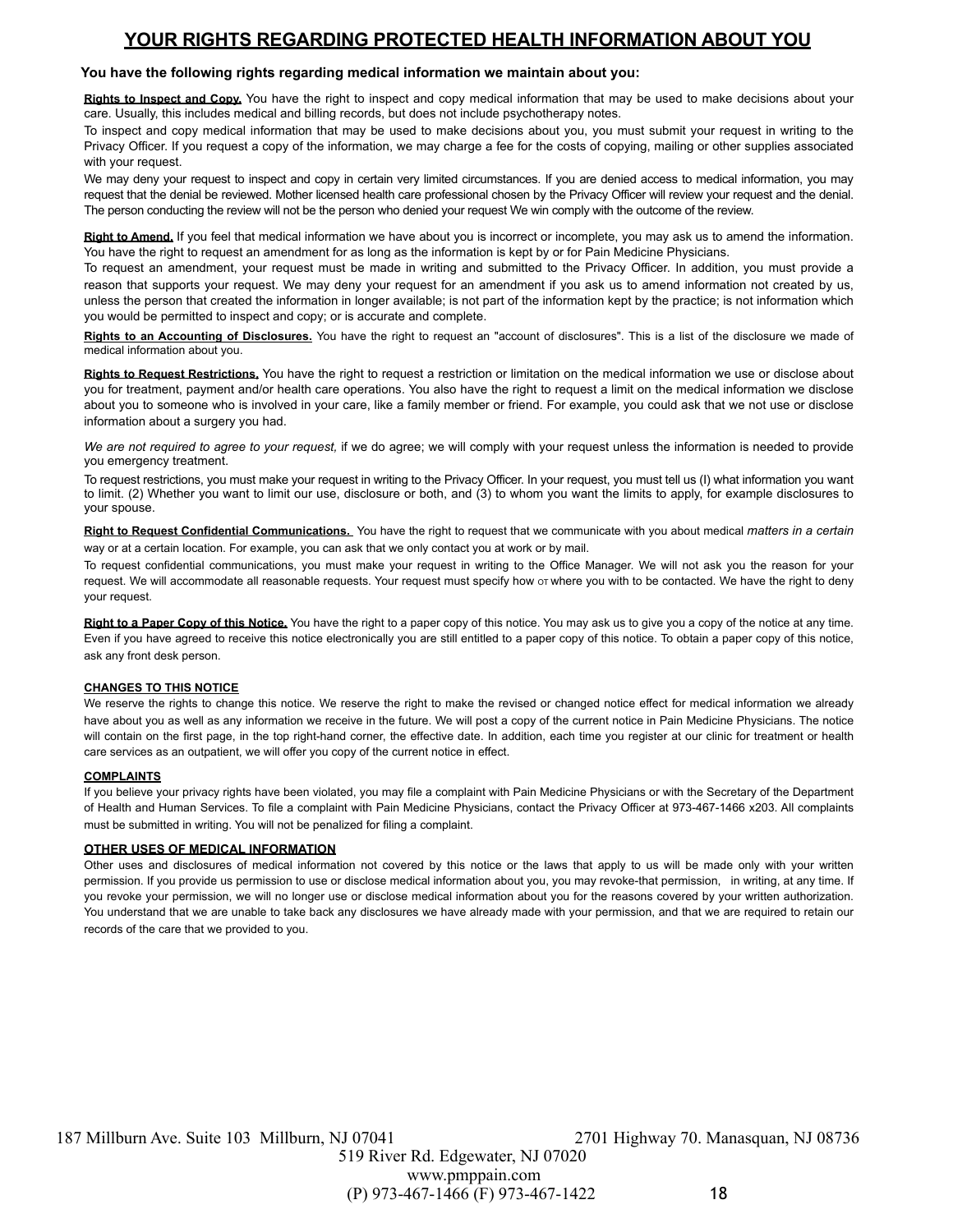# YOUR RIGHTS REGARDING PROTECTED HEALTH INFORMATION ABOUT YOU

**You have the following rights regarding medical information we maintain about you:**

**Rights to Inspect and Copy.** You have the right to inspect and copy medical information that may be used to make decisions about your care. Usually, this includes medical and billing records, but does not include psychotherapy notes.

To inspect and copy medical information that may be used to make decisions about you, you must submit your request in writing to the Privacy Officer. If you request a copy of the information, we may charge a fee for the costs of copying, mailing or other supplies associated with your request.

We may deny your request to inspect and copy in certain very limited circumstances. If you are denied access to medical information, you may request that the denial be reviewed. Mother licensed health care professional chosen by the Privacy Officer will review your request and the denial. The person conducting the review will not be the person who denied your request We win comply with the outcome of the review.

**Right to Amend.** If you feel that medical information we have about you is incorrect or incomplete, you may ask us to amend the information. You have the right to request an amendment for as long as the information is kept by or for Pain Medicine Physicians.

To request an amendment, your request must be made in writing and submitted to the Privacy Officer. In addition, you must provide a reason that supports your request. We may deny your request for an amendment if you ask us to amend information not created by us, unless the person that created the information in longer available; is not part of the information kept by the practice; is not information which you would be permitted to inspect and copy; or is accurate and complete.

**Rights to an Accounting of Disclosures.** You have the right to request an "account of disclosures". This is a list of the disclosure we made of medical information about you.

**Rights to Request Restrictions.** You have the right to request a restriction or limitation on the medical information we use or disclose about you for treatment, payment and/or health care operations. You also have the right to request a limit on the medical information we disclose about you to someone who is involved in your care, like a family member or friend. For example, you could ask that we not use or disclose information about a surgery you had.

*We are not required to agree to your request,* if we do agree; we will comply with your request unless the information is needed to provide you emergency treatment.

To request restrictions, you must make your request in writing to the Privacy Officer. In your request, you must tell us (I) what information you want to limit. (2) Whether you want to limit our use, disclosure or both, and (3) to whom you want the limits to apply, for example disclosures to your spouse.

**Right to Request Confidential Communications.** You have the right to request that we communicate with you about medical *matters in a certain* way or at a certain location. For example, you can ask that we only contact you at work or by mail.

To request confidential communications, you must make your request in writing to the Office Manager. We will not ask you the reason for your request. We will accommodate all reasonable requests. Your request must specify how or where you with to be contacted. We have the right to deny your request.

**Right to a Paper Copy of this Notice.** You have the right to a paper copy of this notice. You may ask us to give you a copy of the notice at any time. Even if you have agreed to receive this notice electronically you are still entitled to a paper copy of this notice. To obtain a paper copy of this notice, ask any front desk person.

**CHANGES TO THIS NOTICE**

We reserve the rights to change this notice. We reserve the right to make the revised or changed notice effect for medical information we already have about you as well as any information we receive in the future. We will post a copy of the current notice in Pain Medicine Physicians. The notice will contain on the first page, in the top right-hand corner, the effective date. In addition, each time you register at our clinic for treatment or health care services as an outpatient, we will offer you copy of the current notice in effect.

**COMPLAINTS**

If you believe your privacy rights have been violated, you may file a complaint with Pain Medicine Physicians or with the Secretary of the Department of Health and Human Services. To file a complaint with Pain Medicine Physicians, contact the Privacy Officer at 973-467-1466 x203. All complaints must be submitted in writing. You will not be penalized for filing a complaint.

**OTHER USES OF MEDICAL INFORMATION**

Other uses and disclosures of medical information not covered by this notice or the laws that apply to us will be made only with your written permission. If you provide us permission to use or disclose medical information about you, you may revoke-that permission, in writing, at any time. If you revoke your permission, we will no longer use or disclose medical information about you for the reasons covered by your written authorization. You understand that we are unable to take back any disclosures we have already made with your permission, and that we are required to retain our records of the care that we provided to you.

187 Millburn Ave. Suite 103 Millburn, NJ 07041 2701 Highway 70. Manasquan, NJ 08736
519 River Rd. Edgewater, NJ 07020
www.pmppain.com
(P) 973-467-1466 (F) 973-467-1422